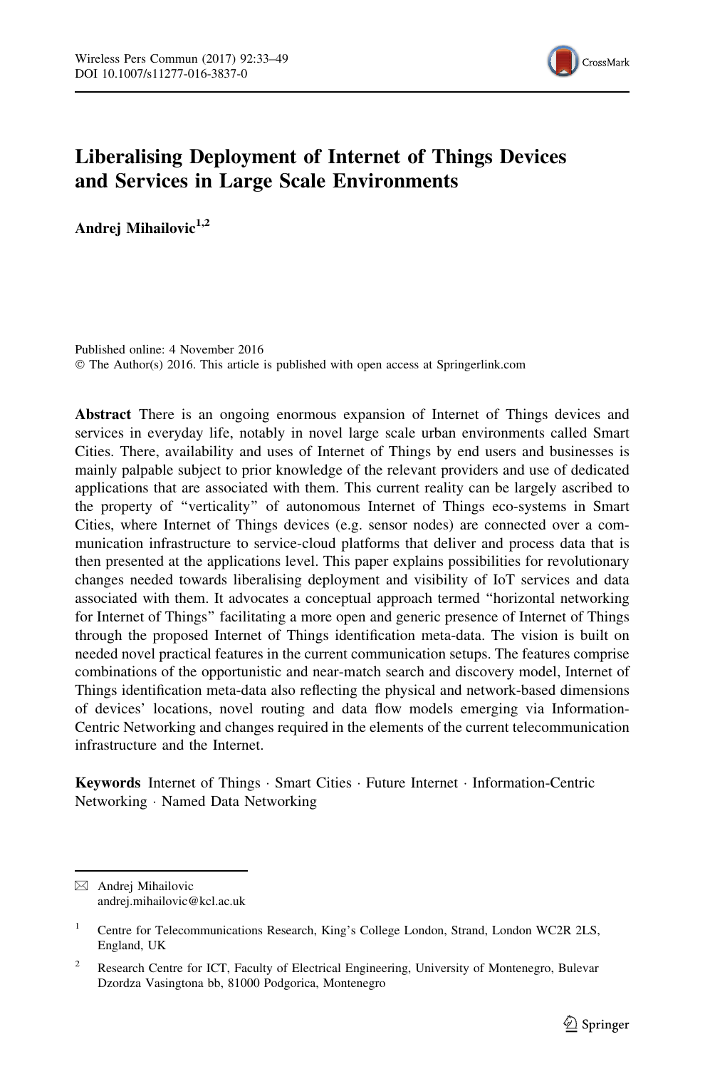# Liberalising Deployment of Internet of Things Devices and Services in Large Scale Environments

**Andrej Mihailovic**[1,2]

Published online: 4 November 2016
© The Author(s) 2016. This article is published with open access at Springerlink.com

**Abstract** There is an ongoing enormous expansion of Internet of Things devices and services in everyday life, notably in novel large scale urban environments called Smart Cities. There, availability and uses of Internet of Things by end users and businesses is mainly palpable subject to prior knowledge of the relevant providers and use of dedicated applications that are associated with them. This current reality can be largely ascribed to the property of "verticality" of autonomous Internet of Things eco-systems in Smart Cities, where Internet of Things devices (e.g. sensor nodes) are connected over a communication infrastructure to service-cloud platforms that deliver and process data that is then presented at the applications level. This paper explains possibilities for revolutionary changes needed towards liberalising deployment and visibility of IoT services and data associated with them. It advocates a conceptual approach termed "horizontal networking for Internet of Things" facilitating a more open and generic presence of Internet of Things through the proposed Internet of Things identification meta-data. The vision is built on needed novel practical features in the current communication setups. The features comprise combinations of the opportunistic and near-match search and discovery model, Internet of Things identification meta-data also reflecting the physical and network-based dimensions of devices' locations, novel routing and data flow models emerging via Information-Centric Networking and changes required in the elements of the current telecommunication infrastructure and the Internet.

**Keywords** Internet of Things · Smart Cities · Future Internet · Information-Centric Networking · Named Data Networking

---

✉ Andrej Mihailovic
andrej.mihailovic@kcl.ac.uk

[1] Centre for Telecommunications Research, King's College London, Strand, London WC2R 2LS, England, UK

[2] Research Centre for ICT, Faculty of Electrical Engineering, University of Montenegro, Bulevar Dzordza Vasingtona bb, 81000 Podgorica, Montenegro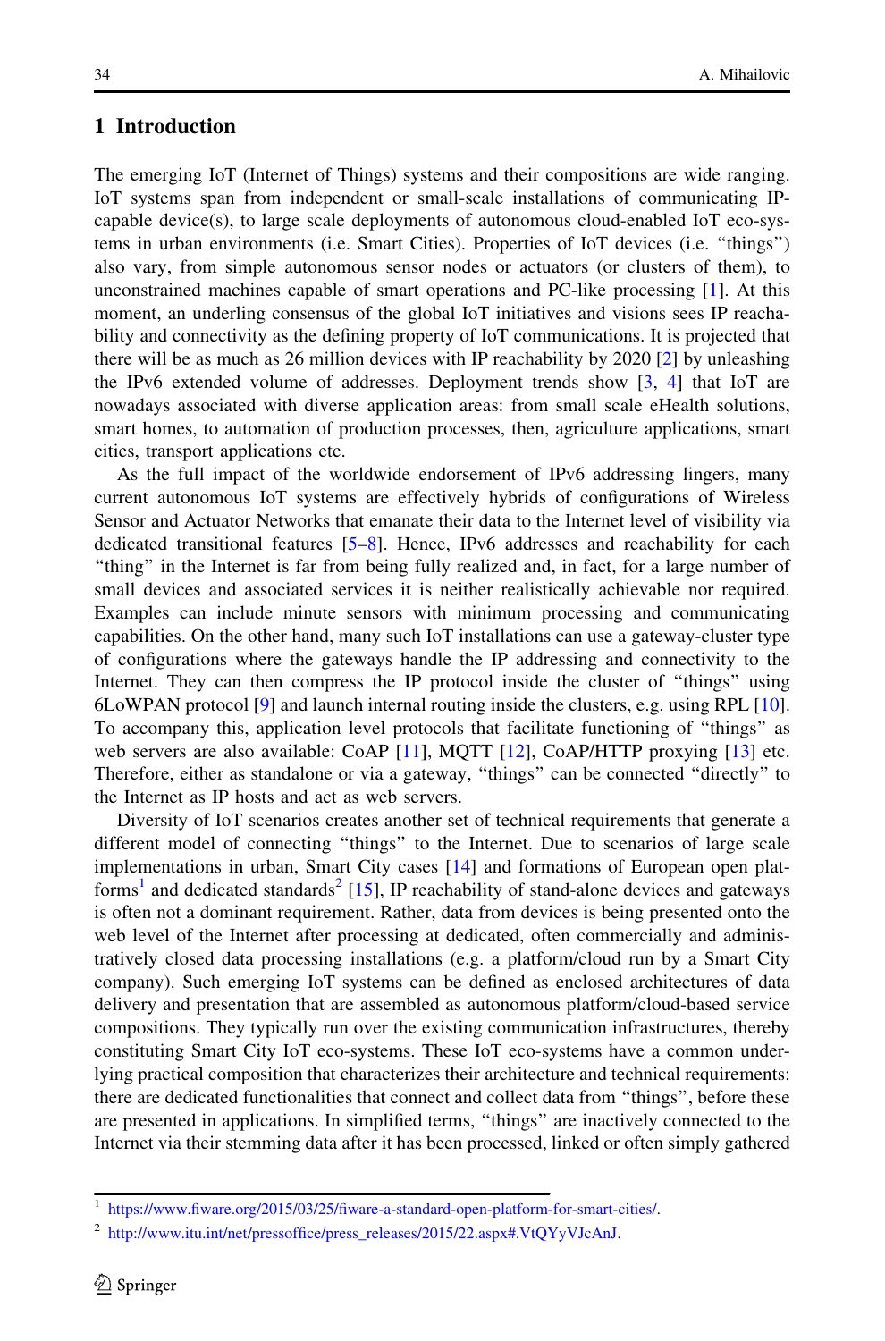## 1 Introduction

The emerging IoT (Internet of Things) systems and their compositions are wide ranging. IoT systems span from independent or small-scale installations of communicating IP-capable device(s), to large scale deployments of autonomous cloud-enabled IoT eco-systems in urban environments (i.e. Smart Cities). Properties of IoT devices (i.e. "things") also vary, from simple autonomous sensor nodes or actuators (or clusters of them), to unconstrained machines capable of smart operations and PC-like processing [1]. At this moment, an underling consensus of the global IoT initiatives and visions sees IP reachability and connectivity as the defining property of IoT communications. It is projected that there will be as much as 26 million devices with IP reachability by 2020 [2] by unleashing the IPv6 extended volume of addresses. Deployment trends show [3, 4] that IoT are nowadays associated with diverse application areas: from small scale eHealth solutions, smart homes, to automation of production processes, then, agriculture applications, smart cities, transport applications etc.

As the full impact of the worldwide endorsement of IPv6 addressing lingers, many current autonomous IoT systems are effectively hybrids of configurations of Wireless Sensor and Actuator Networks that emanate their data to the Internet level of visibility via dedicated transitional features [5–8]. Hence, IPv6 addresses and reachability for each "thing" in the Internet is far from being fully realized and, in fact, for a large number of small devices and associated services it is neither realistically achievable nor required. Examples can include minute sensors with minimum processing and communicating capabilities. On the other hand, many such IoT installations can use a gateway-cluster type of configurations where the gateways handle the IP addressing and connectivity to the Internet. They can then compress the IP protocol inside the cluster of "things" using 6LoWPAN protocol [9] and launch internal routing inside the clusters, e.g. using RPL [10]. To accompany this, application level protocols that facilitate functioning of "things" as web servers are also available: CoAP [11], MQTT [12], CoAP/HTTP proxying [13] etc. Therefore, either as standalone or via a gateway, "things" can be connected "directly" to the Internet as IP hosts and act as web servers.

Diversity of IoT scenarios creates another set of technical requirements that generate a different model of connecting "things" to the Internet. Due to scenarios of large scale implementations in urban, Smart City cases [14] and formations of European open platforms[1] and dedicated standards[2] [15], IP reachability of stand-alone devices and gateways is often not a dominant requirement. Rather, data from devices is being presented onto the web level of the Internet after processing at dedicated, often commercially and administratively closed data processing installations (e.g. a platform/cloud run by a Smart City company). Such emerging IoT systems can be defined as enclosed architectures of data delivery and presentation that are assembled as autonomous platform/cloud-based service compositions. They typically run over the existing communication infrastructures, thereby constituting Smart City IoT eco-systems. These IoT eco-systems have a common underlying practical composition that characterizes their architecture and technical requirements: there are dedicated functionalities that connect and collect data from "things", before these are presented in applications. In simplified terms, "things" are inactively connected to the Internet via their stemming data after it has been processed, linked or often simply gathered

---

[1] https://www.fiware.org/2015/03/25/fiware-a-standard-open-platform-for-smart-cities/.

[2] http://www.itu.int/net/pressoffice/press_releases/2015/22.aspx#.VtQYyVJcAnJ.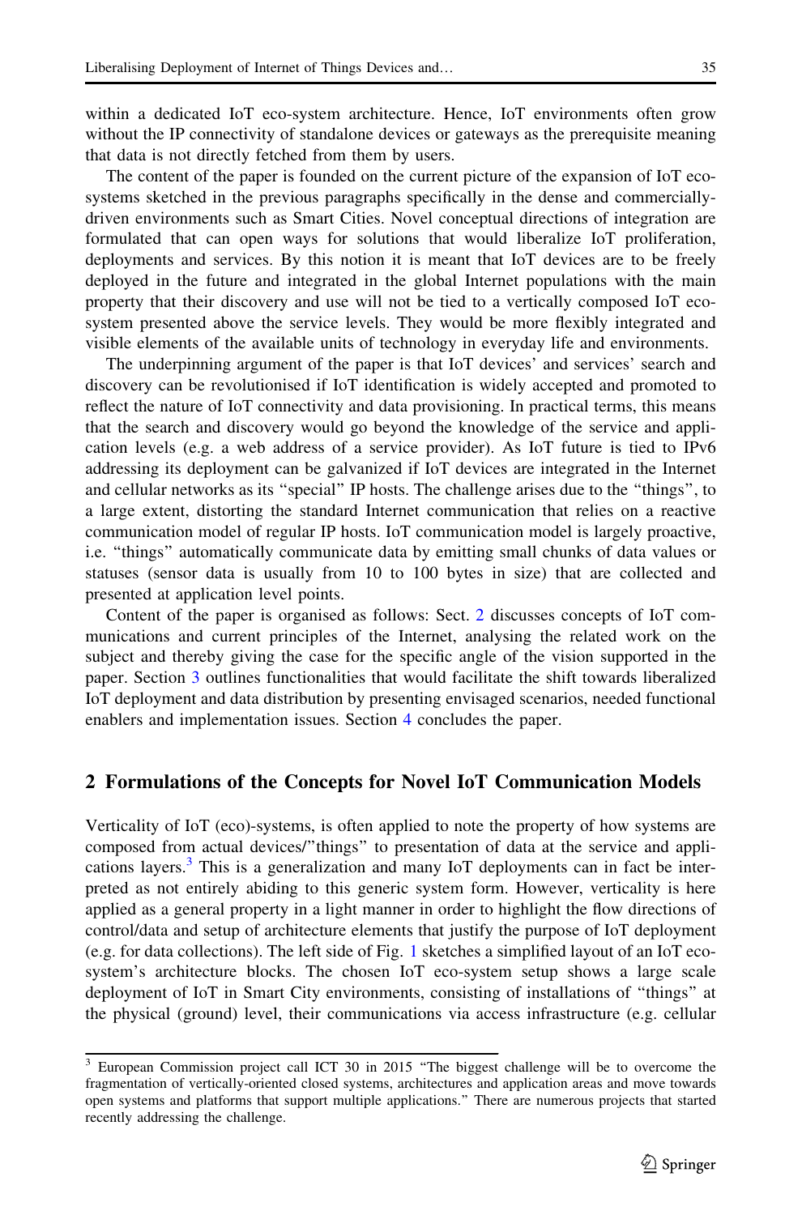within a dedicated IoT eco-system architecture. Hence, IoT environments often grow without the IP connectivity of standalone devices or gateways as the prerequisite meaning that data is not directly fetched from them by users.

The content of the paper is founded on the current picture of the expansion of IoT eco-systems sketched in the previous paragraphs specifically in the dense and commercially-driven environments such as Smart Cities. Novel conceptual directions of integration are formulated that can open ways for solutions that would liberalize IoT proliferation, deployments and services. By this notion it is meant that IoT devices are to be freely deployed in the future and integrated in the global Internet populations with the main property that their discovery and use will not be tied to a vertically composed IoT eco-system presented above the service levels. They would be more flexibly integrated and visible elements of the available units of technology in everyday life and environments.

The underpinning argument of the paper is that IoT devices' and services' search and discovery can be revolutionised if IoT identification is widely accepted and promoted to reflect the nature of IoT connectivity and data provisioning. In practical terms, this means that the search and discovery would go beyond the knowledge of the service and application levels (e.g. a web address of a service provider). As IoT future is tied to IPv6 addressing its deployment can be galvanized if IoT devices are integrated in the Internet and cellular networks as its "special" IP hosts. The challenge arises due to the "things", to a large extent, distorting the standard Internet communication that relies on a reactive communication model of regular IP hosts. IoT communication model is largely proactive, i.e. "things" automatically communicate data by emitting small chunks of data values or statuses (sensor data is usually from 10 to 100 bytes in size) that are collected and presented at application level points.

Content of the paper is organised as follows: Sect. 2 discusses concepts of IoT communications and current principles of the Internet, analysing the related work on the subject and thereby giving the case for the specific angle of the vision supported in the paper. Section 3 outlines functionalities that would facilitate the shift towards liberalized IoT deployment and data distribution by presenting envisaged scenarios, needed functional enablers and implementation issues. Section 4 concludes the paper.

## 2 Formulations of the Concepts for Novel IoT Communication Models

Verticality of IoT (eco)-systems, is often applied to note the property of how systems are composed from actual devices/"things" to presentation of data at the service and applications layers.[3] This is a generalization and many IoT deployments can in fact be interpreted as not entirely abiding to this generic system form. However, verticality is here applied as a general property in a light manner in order to highlight the flow directions of control/data and setup of architecture elements that justify the purpose of IoT deployment (e.g. for data collections). The left side of Fig. 1 sketches a simplified layout of an IoT eco-system's architecture blocks. The chosen IoT eco-system setup shows a large scale deployment of IoT in Smart City environments, consisting of installations of "things" at the physical (ground) level, their communications via access infrastructure (e.g. cellular

[3] European Commission project call ICT 30 in 2015 "The biggest challenge will be to overcome the fragmentation of vertically-oriented closed systems, architectures and application areas and move towards open systems and platforms that support multiple applications." There are numerous projects that started recently addressing the challenge.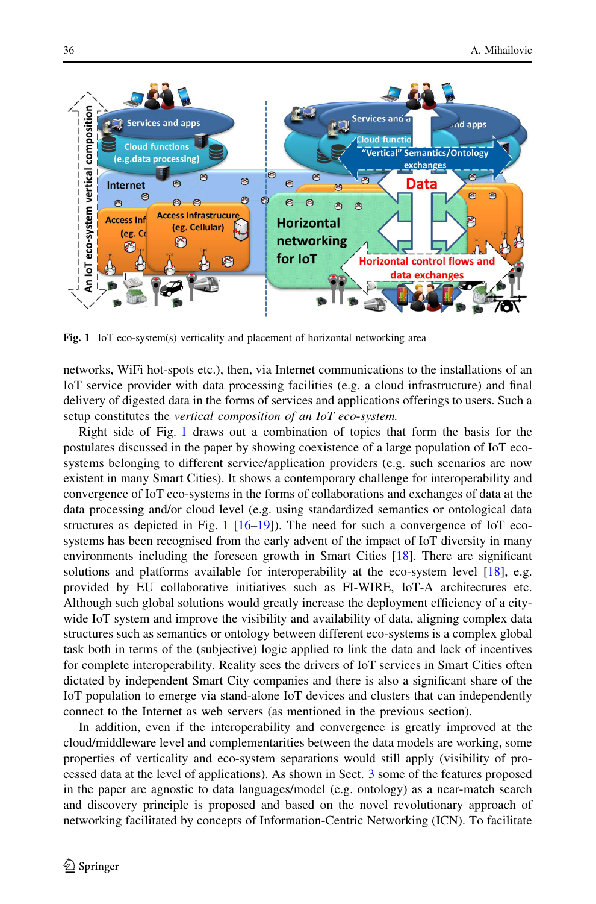**Fig. 1** IoT eco-system(s) verticality and placement of horizontal networking area

networks, WiFi hot-spots etc.), then, via Internet communications to the installations of an IoT service provider with data processing facilities (e.g. a cloud infrastructure) and final delivery of digested data in the forms of services and applications offerings to users. Such a setup constitutes the *vertical composition of an IoT eco-system.*

Right side of Fig. 1 draws out a combination of topics that form the basis for the postulates discussed in the paper by showing coexistence of a large population of IoT eco-systems belonging to different service/application providers (e.g. such scenarios are now existent in many Smart Cities). It shows a contemporary challenge for interoperability and convergence of IoT eco-systems in the forms of collaborations and exchanges of data at the data processing and/or cloud level (e.g. using standardized semantics or ontological data structures as depicted in Fig. 1 [16–19]). The need for such a convergence of IoT eco-systems has been recognised from the early advent of the impact of IoT diversity in many environments including the foreseen growth in Smart Cities [18]. There are significant solutions and platforms available for interoperability at the eco-system level [18], e.g. provided by EU collaborative initiatives such as FI-WIRE, IoT-A architectures etc. Although such global solutions would greatly increase the deployment efficiency of a city-wide IoT system and improve the visibility and availability of data, aligning complex data structures such as semantics or ontology between different eco-systems is a complex global task both in terms of the (subjective) logic applied to link the data and lack of incentives for complete interoperability. Reality sees the drivers of IoT services in Smart Cities often dictated by independent Smart City companies and there is also a significant share of the IoT population to emerge via stand-alone IoT devices and clusters that can independently connect to the Internet as web servers (as mentioned in the previous section).

In addition, even if the interoperability and convergence is greatly improved at the cloud/middleware level and complementarities between the data models are working, some properties of verticality and eco-system separations would still apply (visibility of processed data at the level of applications). As shown in Sect. 3 some of the features proposed in the paper are agnostic to data languages/model (e.g. ontology) as a near-match search and discovery principle is proposed and based on the novel revolutionary approach of networking facilitated by concepts of Information-Centric Networking (ICN). To facilitate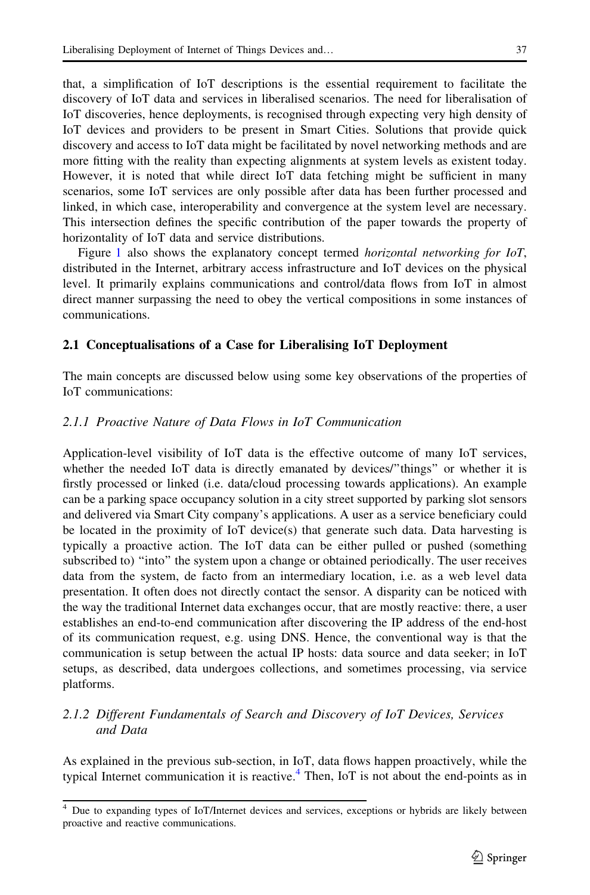that, a simplification of IoT descriptions is the essential requirement to facilitate the discovery of IoT data and services in liberalised scenarios. The need for liberalisation of IoT discoveries, hence deployments, is recognised through expecting very high density of IoT devices and providers to be present in Smart Cities. Solutions that provide quick discovery and access to IoT data might be facilitated by novel networking methods and are more fitting with the reality than expecting alignments at system levels as existent today. However, it is noted that while direct IoT data fetching might be sufficient in many scenarios, some IoT services are only possible after data has been further processed and linked, in which case, interoperability and convergence at the system level are necessary. This intersection defines the specific contribution of the paper towards the property of horizontality of IoT data and service distributions.

Figure 1 also shows the explanatory concept termed *horizontal networking for IoT*, distributed in the Internet, arbitrary access infrastructure and IoT devices on the physical level. It primarily explains communications and control/data flows from IoT in almost direct manner surpassing the need to obey the vertical compositions in some instances of communications.

## 2.1 Conceptualisations of a Case for Liberalising IoT Deployment

The main concepts are discussed below using some key observations of the properties of IoT communications:

### *2.1.1 Proactive Nature of Data Flows in IoT Communication*

Application-level visibility of IoT data is the effective outcome of many IoT services, whether the needed IoT data is directly emanated by devices/"things" or whether it is firstly processed or linked (i.e. data/cloud processing towards applications). An example can be a parking space occupancy solution in a city street supported by parking slot sensors and delivered via Smart City company's applications. A user as a service beneficiary could be located in the proximity of IoT device(s) that generate such data. Data harvesting is typically a proactive action. The IoT data can be either pulled or pushed (something subscribed to) "into" the system upon a change or obtained periodically. The user receives data from the system, de facto from an intermediary location, i.e. as a web level data presentation. It often does not directly contact the sensor. A disparity can be noticed with the way the traditional Internet data exchanges occur, that are mostly reactive: there, a user establishes an end-to-end communication after discovering the IP address of the end-host of its communication request, e.g. using DNS. Hence, the conventional way is that the communication is setup between the actual IP hosts: data source and data seeker; in IoT setups, as described, data undergoes collections, and sometimes processing, via service platforms.

### *2.1.2 Different Fundamentals of Search and Discovery of IoT Devices, Services and Data*

As explained in the previous sub-section, in IoT, data flows happen proactively, while the typical Internet communication it is reactive.[4] Then, IoT is not about the end-points as in

[4] Due to expanding types of IoT/Internet devices and services, exceptions or hybrids are likely between proactive and reactive communications.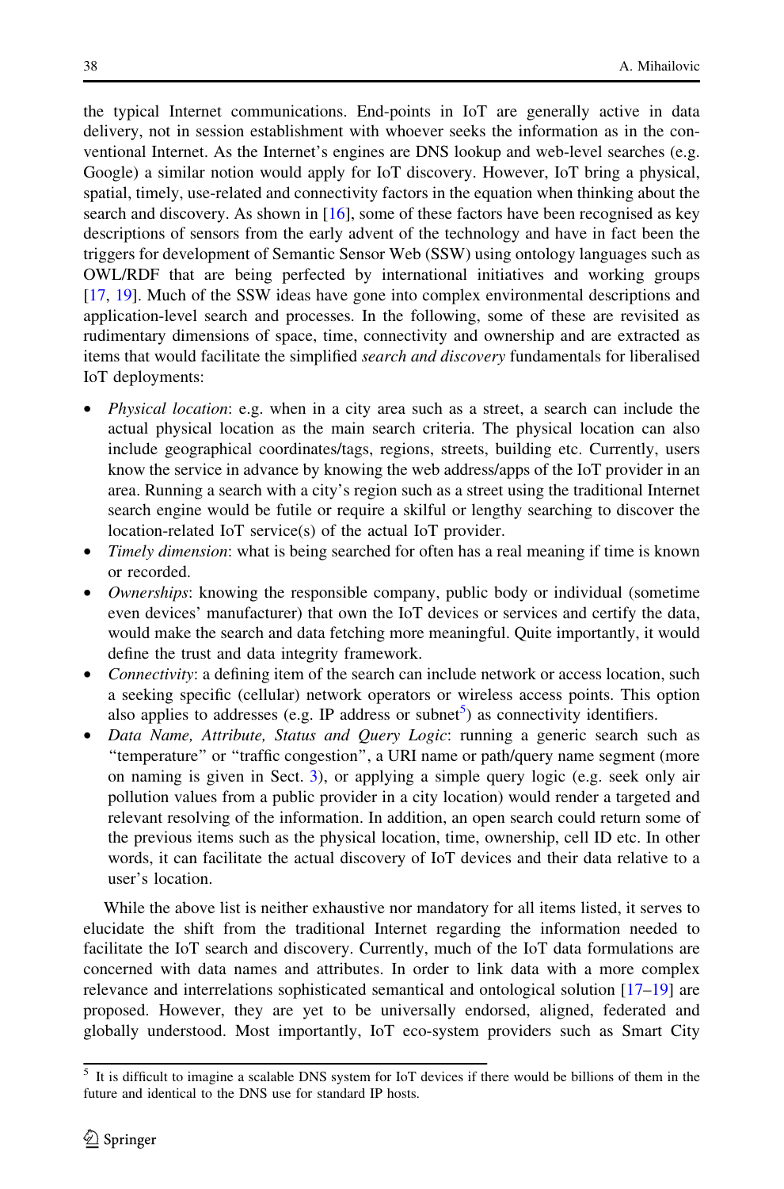the typical Internet communications. End-points in IoT are generally active in data delivery, not in session establishment with whoever seeks the information as in the conventional Internet. As the Internet's engines are DNS lookup and web-level searches (e.g. Google) a similar notion would apply for IoT discovery. However, IoT bring a physical, spatial, timely, use-related and connectivity factors in the equation when thinking about the search and discovery. As shown in [16], some of these factors have been recognised as key descriptions of sensors from the early advent of the technology and have in fact been the triggers for development of Semantic Sensor Web (SSW) using ontology languages such as OWL/RDF that are being perfected by international initiatives and working groups [17, 19]. Much of the SSW ideas have gone into complex environmental descriptions and application-level search and processes. In the following, some of these are revisited as rudimentary dimensions of space, time, connectivity and ownership and are extracted as items that would facilitate the simplified *search and discovery* fundamentals for liberalised IoT deployments:

- *Physical location*: e.g. when in a city area such as a street, a search can include the actual physical location as the main search criteria. The physical location can also include geographical coordinates/tags, regions, streets, building etc. Currently, users know the service in advance by knowing the web address/apps of the IoT provider in an area. Running a search with a city's region such as a street using the traditional Internet search engine would be futile or require a skilful or lengthy searching to discover the location-related IoT service(s) of the actual IoT provider.
- *Timely dimension*: what is being searched for often has a real meaning if time is known or recorded.
- *Ownerships*: knowing the responsible company, public body or individual (sometime even devices' manufacturer) that own the IoT devices or services and certify the data, would make the search and data fetching more meaningful. Quite importantly, it would define the trust and data integrity framework.
- *Connectivity*: a defining item of the search can include network or access location, such a seeking specific (cellular) network operators or wireless access points. This option also applies to addresses (e.g. IP address or subnet[5]) as connectivity identifiers.
- *Data Name, Attribute, Status and Query Logic*: running a generic search such as "temperature" or "traffic congestion", a URI name or path/query name segment (more on naming is given in Sect. 3), or applying a simple query logic (e.g. seek only air pollution values from a public provider in a city location) would render a targeted and relevant resolving of the information. In addition, an open search could return some of the previous items such as the physical location, time, ownership, cell ID etc. In other words, it can facilitate the actual discovery of IoT devices and their data relative to a user's location.

While the above list is neither exhaustive nor mandatory for all items listed, it serves to elucidate the shift from the traditional Internet regarding the information needed to facilitate the IoT search and discovery. Currently, much of the IoT data formulations are concerned with data names and attributes. In order to link data with a more complex relevance and interrelations sophisticated semantical and ontological solution [17–19] are proposed. However, they are yet to be universally endorsed, aligned, federated and globally understood. Most importantly, IoT eco-system providers such as Smart City

---

[5] It is difficult to imagine a scalable DNS system for IoT devices if there would be billions of them in the future and identical to the DNS use for standard IP hosts.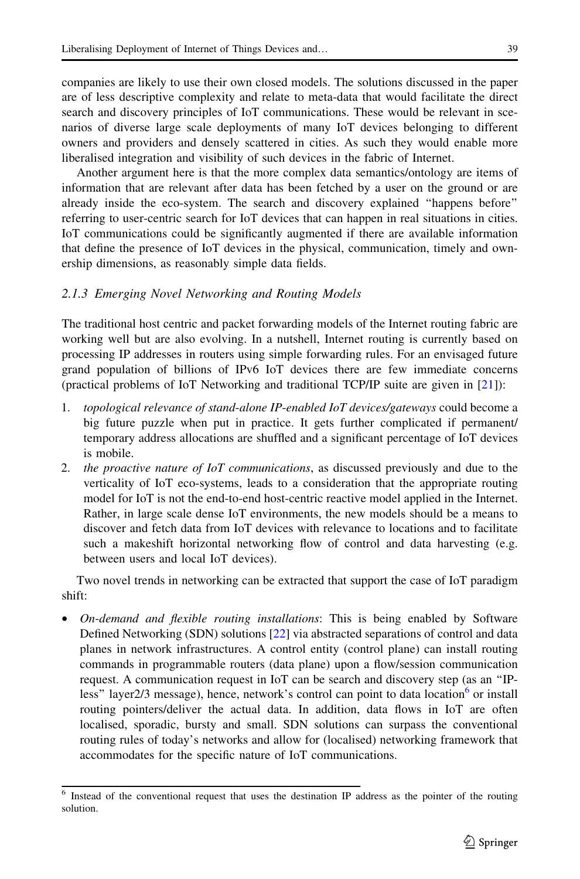companies are likely to use their own closed models. The solutions discussed in the paper are of less descriptive complexity and relate to meta-data that would facilitate the direct search and discovery principles of IoT communications. These would be relevant in scenarios of diverse large scale deployments of many IoT devices belonging to different owners and providers and densely scattered in cities. As such they would enable more liberalised integration and visibility of such devices in the fabric of Internet.

Another argument here is that the more complex data semantics/ontology are items of information that are relevant after data has been fetched by a user on the ground or are already inside the eco-system. The search and discovery explained "happens before" referring to user-centric search for IoT devices that can happen in real situations in cities. IoT communications could be significantly augmented if there are available information that define the presence of IoT devices in the physical, communication, timely and ownership dimensions, as reasonably simple data fields.

### *2.1.3 Emerging Novel Networking and Routing Models*

The traditional host centric and packet forwarding models of the Internet routing fabric are working well but are also evolving. In a nutshell, Internet routing is currently based on processing IP addresses in routers using simple forwarding rules. For an envisaged future grand population of billions of IPv6 IoT devices there are few immediate concerns (practical problems of IoT Networking and traditional TCP/IP suite are given in [21]):

1. *topological relevance of stand-alone IP-enabled IoT devices/gateways* could become a big future puzzle when put in practice. It gets further complicated if permanent/temporary address allocations are shuffled and a significant percentage of IoT devices is mobile.
2. *the proactive nature of IoT communications*, as discussed previously and due to the verticality of IoT eco-systems, leads to a consideration that the appropriate routing model for IoT is not the end-to-end host-centric reactive model applied in the Internet. Rather, in large scale dense IoT environments, the new models should be a means to discover and fetch data from IoT devices with relevance to locations and to facilitate such a makeshift horizontal networking flow of control and data harvesting (e.g. between users and local IoT devices).

Two novel trends in networking can be extracted that support the case of IoT paradigm shift:

- *On-demand and flexible routing installations*: This is being enabled by Software Defined Networking (SDN) solutions [22] via abstracted separations of control and data planes in network infrastructures. A control entity (control plane) can install routing commands in programmable routers (data plane) upon a flow/session communication request. A communication request in IoT can be search and discovery step (as an "IP-less" layer2/3 message), hence, network's control can point to data location[6] or install routing pointers/deliver the actual data. In addition, data flows in IoT are often localised, sporadic, bursty and small. SDN solutions can surpass the conventional routing rules of today's networks and allow for (localised) networking framework that accommodates for the specific nature of IoT communications.

---

[6] Instead of the conventional request that uses the destination IP address as the pointer of the routing solution.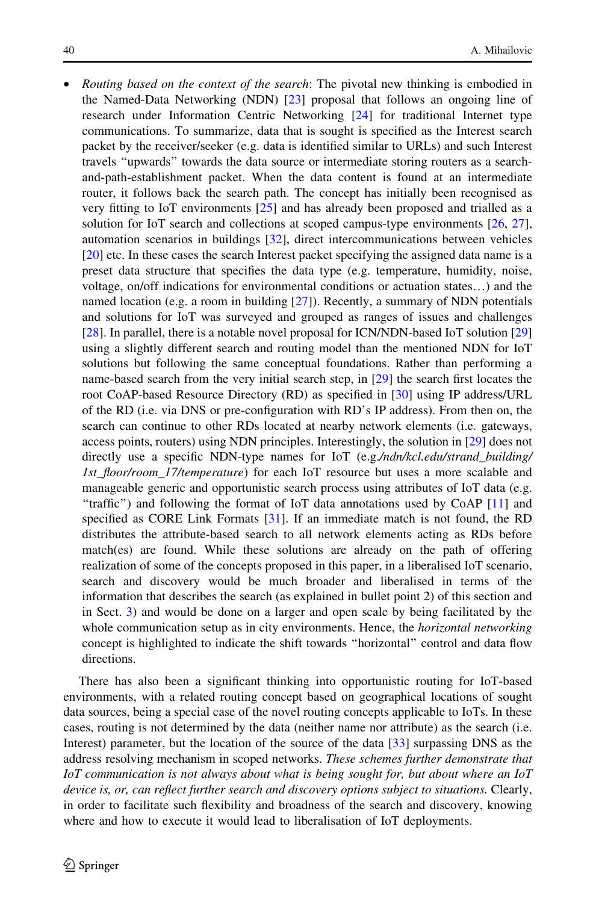- *Routing based on the context of the search*: The pivotal new thinking is embodied in the Named-Data Networking (NDN) [23] proposal that follows an ongoing line of research under Information Centric Networking [24] for traditional Internet type communications. To summarize, data that is sought is specified as the Interest search packet by the receiver/seeker (e.g. data is identified similar to URLs) and such Interest travels "upwards" towards the data source or intermediate storing routers as a search-and-path-establishment packet. When the data content is found at an intermediate router, it follows back the search path. The concept has initially been recognised as very fitting to IoT environments [25] and has already been proposed and trialled as a solution for IoT search and collections at scoped campus-type environments [26, 27], automation scenarios in buildings [32], direct intercommunications between vehicles [20] etc. In these cases the search Interest packet specifying the assigned data name is a preset data structure that specifies the data type (e.g. temperature, humidity, noise, voltage, on/off indications for environmental conditions or actuation states…) and the named location (e.g. a room in building [27]). Recently, a summary of NDN potentials and solutions for IoT was surveyed and grouped as ranges of issues and challenges [28]. In parallel, there is a notable novel proposal for ICN/NDN-based IoT solution [29] using a slightly different search and routing model than the mentioned NDN for IoT solutions but following the same conceptual foundations. Rather than performing a name-based search from the very initial search step, in [29] the search first locates the root CoAP-based Resource Directory (RD) as specified in [30] using IP address/URL of the RD (i.e. via DNS or pre-configuration with RD's IP address). From then on, the search can continue to other RDs located at nearby network elements (i.e. gateways, access points, routers) using NDN principles. Interestingly, the solution in [29] does not directly use a specific NDN-type names for IoT (e.g.*/ndn/kcl.edu/strand_building/1st_floor/room_17/temperature*) for each IoT resource but uses a more scalable and manageable generic and opportunistic search process using attributes of IoT data (e.g. "traffic") and following the format of IoT data annotations used by CoAP [11] and specified as CORE Link Formats [31]. If an immediate match is not found, the RD distributes the attribute-based search to all network elements acting as RDs before match(es) are found. While these solutions are already on the path of offering realization of some of the concepts proposed in this paper, in a liberalised IoT scenario, search and discovery would be much broader and liberalised in terms of the information that describes the search (as explained in bullet point 2) of this section and in Sect. 3) and would be done on a larger and open scale by being facilitated by the whole communication setup as in city environments. Hence, the *horizontal networking* concept is highlighted to indicate the shift towards "horizontal" control and data flow directions.

There has also been a significant thinking into opportunistic routing for IoT-based environments, with a related routing concept based on geographical locations of sought data sources, being a special case of the novel routing concepts applicable to IoTs. In these cases, routing is not determined by the data (neither name nor attribute) as the search (i.e. Interest) parameter, but the location of the source of the data [33] surpassing DNS as the address resolving mechanism in scoped networks. *These schemes further demonstrate that IoT communication is not always about what is being sought for, but about where an IoT device is, or, can reflect further search and discovery options subject to situations.* Clearly, in order to facilitate such flexibility and broadness of the search and discovery, knowing where and how to execute it would lead to liberalisation of IoT deployments.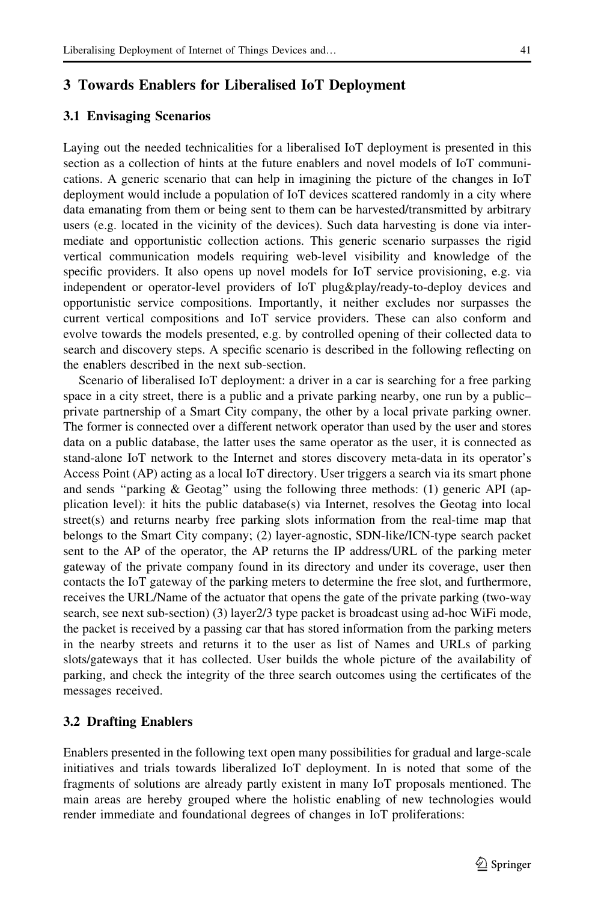## 3 Towards Enablers for Liberalised IoT Deployment

### 3.1 Envisaging Scenarios

Laying out the needed technicalities for a liberalised IoT deployment is presented in this section as a collection of hints at the future enablers and novel models of IoT communications. A generic scenario that can help in imagining the picture of the changes in IoT deployment would include a population of IoT devices scattered randomly in a city where data emanating from them or being sent to them can be harvested/transmitted by arbitrary users (e.g. located in the vicinity of the devices). Such data harvesting is done via intermediate and opportunistic collection actions. This generic scenario surpasses the rigid vertical communication models requiring web-level visibility and knowledge of the specific providers. It also opens up novel models for IoT service provisioning, e.g. via independent or operator-level providers of IoT plug&play/ready-to-deploy devices and opportunistic service compositions. Importantly, it neither excludes nor surpasses the current vertical compositions and IoT service providers. These can also conform and evolve towards the models presented, e.g. by controlled opening of their collected data to search and discovery steps. A specific scenario is described in the following reflecting on the enablers described in the next sub-section.

Scenario of liberalised IoT deployment: a driver in a car is searching for a free parking space in a city street, there is a public and a private parking nearby, one run by a public–private partnership of a Smart City company, the other by a local private parking owner. The former is connected over a different network operator than used by the user and stores data on a public database, the latter uses the same operator as the user, it is connected as stand-alone IoT network to the Internet and stores discovery meta-data in its operator's Access Point (AP) acting as a local IoT directory. User triggers a search via its smart phone and sends "parking & Geotag" using the following three methods: (1) generic API (application level): it hits the public database(s) via Internet, resolves the Geotag into local street(s) and returns nearby free parking slots information from the real-time map that belongs to the Smart City company; (2) layer-agnostic, SDN-like/ICN-type search packet sent to the AP of the operator, the AP returns the IP address/URL of the parking meter gateway of the private company found in its directory and under its coverage, user then contacts the IoT gateway of the parking meters to determine the free slot, and furthermore, receives the URL/Name of the actuator that opens the gate of the private parking (two-way search, see next sub-section) (3) layer2/3 type packet is broadcast using ad-hoc WiFi mode, the packet is received by a passing car that has stored information from the parking meters in the nearby streets and returns it to the user as list of Names and URLs of parking slots/gateways that it has collected. User builds the whole picture of the availability of parking, and check the integrity of the three search outcomes using the certificates of the messages received.

### 3.2 Drafting Enablers

Enablers presented in the following text open many possibilities for gradual and large-scale initiatives and trials towards liberalized IoT deployment. In is noted that some of the fragments of solutions are already partly existent in many IoT proposals mentioned. The main areas are hereby grouped where the holistic enabling of new technologies would render immediate and foundational degrees of changes in IoT proliferations: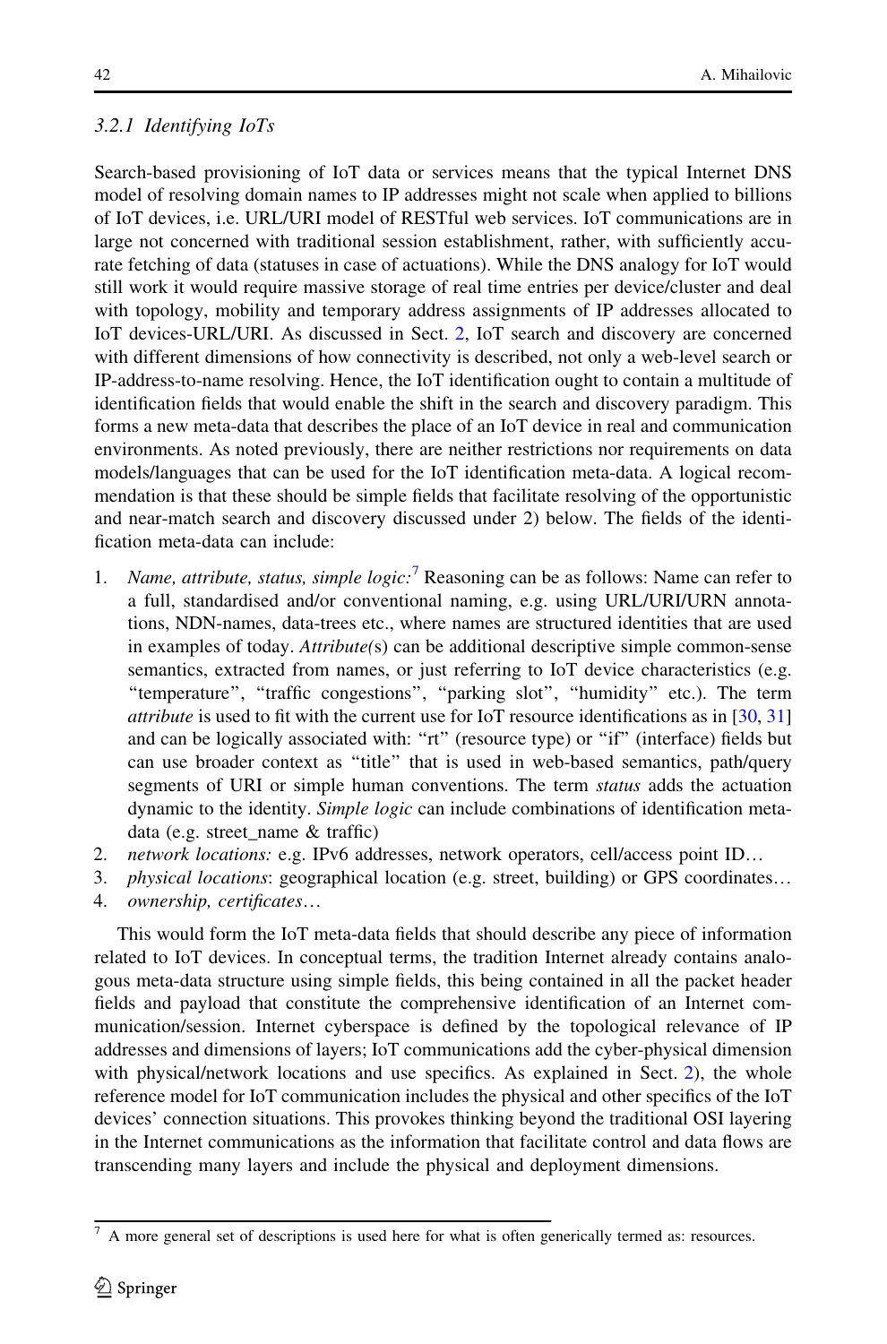### 3.2.1 Identifying IoTs

Search-based provisioning of IoT data or services means that the typical Internet DNS model of resolving domain names to IP addresses might not scale when applied to billions of IoT devices, i.e. URL/URI model of RESTful web services. IoT communications are in large not concerned with traditional session establishment, rather, with sufficiently accurate fetching of data (statuses in case of actuations). While the DNS analogy for IoT would still work it would require massive storage of real time entries per device/cluster and deal with topology, mobility and temporary address assignments of IP addresses allocated to IoT devices-URL/URI. As discussed in Sect. 2, IoT search and discovery are concerned with different dimensions of how connectivity is described, not only a web-level search or IP-address-to-name resolving. Hence, the IoT identification ought to contain a multitude of identification fields that would enable the shift in the search and discovery paradigm. This forms a new meta-data that describes the place of an IoT device in real and communication environments. As noted previously, there are neither restrictions nor requirements on data models/languages that can be used for the IoT identification meta-data. A logical recommendation is that these should be simple fields that facilitate resolving of the opportunistic and near-match search and discovery discussed under 2) below. The fields of the identification meta-data can include:

1. *Name, attribute, status, simple logic:*[7] Reasoning can be as follows: Name can refer to a full, standardised and/or conventional naming, e.g. using URL/URI/URN annotations, NDN-names, data-trees etc., where names are structured identities that are used in examples of today. *Attribute*(s) can be additional descriptive simple common-sense semantics, extracted from names, or just referring to IoT device characteristics (e.g. "temperature", "traffic congestions", "parking slot", "humidity" etc.). The term *attribute* is used to fit with the current use for IoT resource identifications as in [30, 31] and can be logically associated with: "rt" (resource type) or "if" (interface) fields but can use broader context as "title" that is used in web-based semantics, path/query segments of URI or simple human conventions. The term *status* adds the actuation dynamic to the identity. *Simple logic* can include combinations of identification meta-data (e.g. street_name & traffic)
2. *network locations:* e.g. IPv6 addresses, network operators, cell/access point ID…
3. *physical locations*: geographical location (e.g. street, building) or GPS coordinates…
4. *ownership, certificates*…

This would form the IoT meta-data fields that should describe any piece of information related to IoT devices. In conceptual terms, the tradition Internet already contains analogous meta-data structure using simple fields, this being contained in all the packet header fields and payload that constitute the comprehensive identification of an Internet communication/session. Internet cyberspace is defined by the topological relevance of IP addresses and dimensions of layers; IoT communications add the cyber-physical dimension with physical/network locations and use specifics. As explained in Sect. 2), the whole reference model for IoT communication includes the physical and other specifics of the IoT devices' connection situations. This provokes thinking beyond the traditional OSI layering in the Internet communications as the information that facilitate control and data flows are transcending many layers and include the physical and deployment dimensions.

[7] A more general set of descriptions is used here for what is often generically termed as: resources.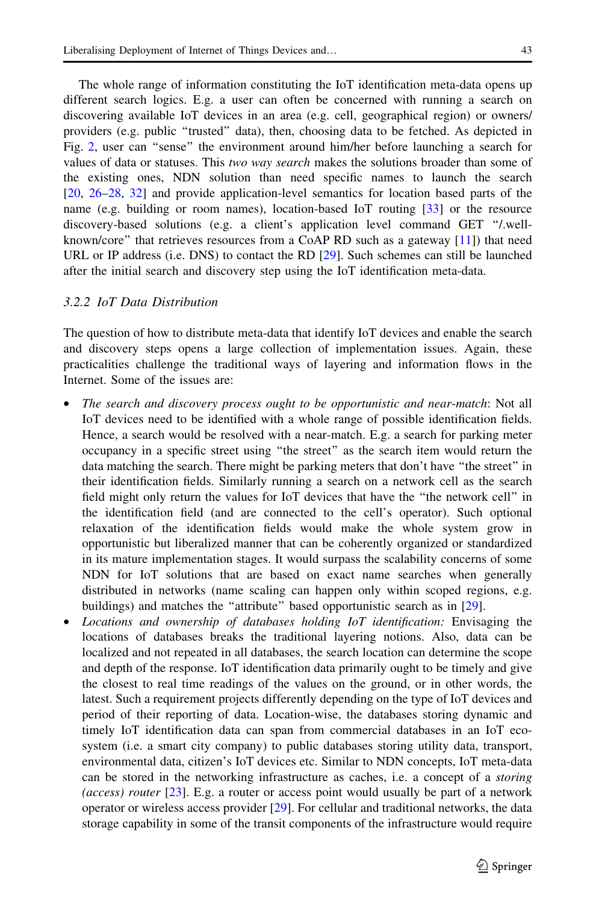The whole range of information constituting the IoT identification meta-data opens up different search logics. E.g. a user can often be concerned with running a search on discovering available IoT devices in an area (e.g. cell, geographical region) or owners/providers (e.g. public "trusted" data), then, choosing data to be fetched. As depicted in Fig. 2, user can "sense" the environment around him/her before launching a search for values of data or statuses. This *two way search* makes the solutions broader than some of the existing ones, NDN solution than need specific names to launch the search [20, 26–28, 32] and provide application-level semantics for location based parts of the name (e.g. building or room names), location-based IoT routing [33] or the resource discovery-based solutions (e.g. a client's application level command GET "/.well-known/core" that retrieves resources from a CoAP RD such as a gateway [11]) that need URL or IP address (i.e. DNS) to contact the RD [29]. Such schemes can still be launched after the initial search and discovery step using the IoT identification meta-data.

### 3.2.2 IoT Data Distribution

The question of how to distribute meta-data that identify IoT devices and enable the search and discovery steps opens a large collection of implementation issues. Again, these practicalities challenge the traditional ways of layering and information flows in the Internet. Some of the issues are:

- *The search and discovery process ought to be opportunistic and near-match*: Not all IoT devices need to be identified with a whole range of possible identification fields. Hence, a search would be resolved with a near-match. E.g. a search for parking meter occupancy in a specific street using "the street" as the search item would return the data matching the search. There might be parking meters that don't have "the street" in their identification fields. Similarly running a search on a network cell as the search field might only return the values for IoT devices that have the "the network cell" in the identification field (and are connected to the cell's operator). Such optional relaxation of the identification fields would make the whole system grow in opportunistic but liberalized manner that can be coherently organized or standardized in its mature implementation stages. It would surpass the scalability concerns of some NDN for IoT solutions that are based on exact name searches when generally distributed in networks (name scaling can happen only within scoped regions, e.g. buildings) and matches the "attribute" based opportunistic search as in [29].
- *Locations and ownership of databases holding IoT identification:* Envisaging the locations of databases breaks the traditional layering notions. Also, data can be localized and not repeated in all databases, the search location can determine the scope and depth of the response. IoT identification data primarily ought to be timely and give the closest to real time readings of the values on the ground, or in other words, the latest. Such a requirement projects differently depending on the type of IoT devices and period of their reporting of data. Location-wise, the databases storing dynamic and timely IoT identification data can span from commercial databases in an IoT eco-system (i.e. a smart city company) to public databases storing utility data, transport, environmental data, citizen's IoT devices etc. Similar to NDN concepts, IoT meta-data can be stored in the networking infrastructure as caches, i.e. a concept of a *storing (access) router* [23]. E.g. a router or access point would usually be part of a network operator or wireless access provider [29]. For cellular and traditional networks, the data storage capability in some of the transit components of the infrastructure would require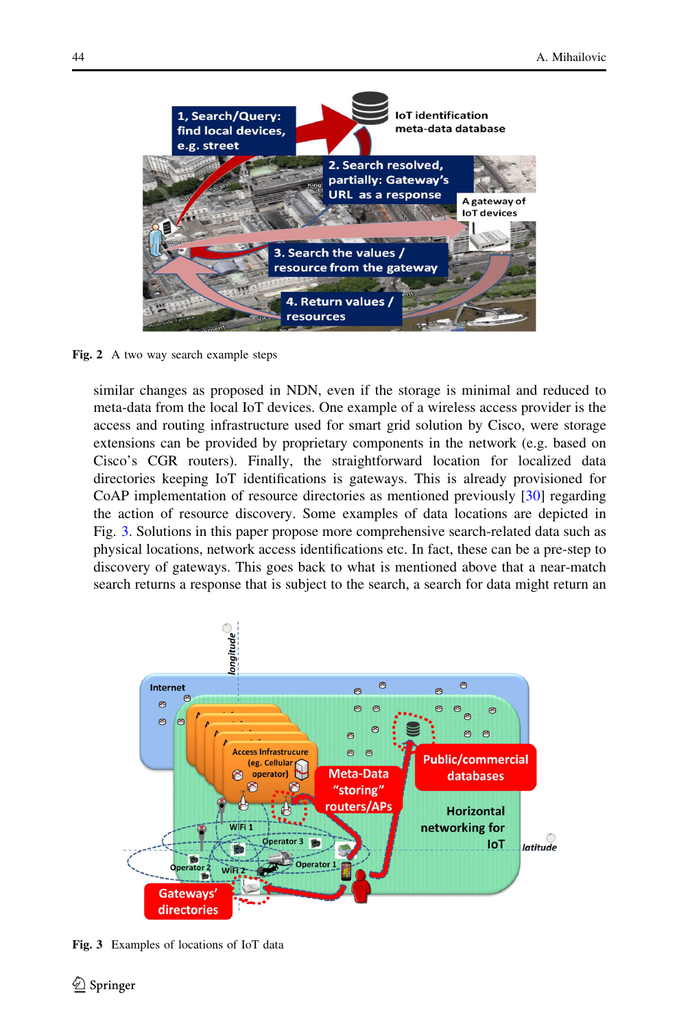Fig. 2 A two way search example steps

similar changes as proposed in NDN, even if the storage is minimal and reduced to meta-data from the local IoT devices. One example of a wireless access provider is the access and routing infrastructure used for smart grid solution by Cisco, were storage extensions can be provided by proprietary components in the network (e.g. based on Cisco's CGR routers). Finally, the straightforward location for localized data directories keeping IoT identifications is gateways. This is already provisioned for CoAP implementation of resource directories as mentioned previously [30] regarding the action of resource discovery. Some examples of data locations are depicted in Fig. 3. Solutions in this paper propose more comprehensive search-related data such as physical locations, network access identifications etc. In fact, these can be a pre-step to discovery of gateways. This goes back to what is mentioned above that a near-match search returns a response that is subject to the search, a search for data might return an

Fig. 3 Examples of locations of IoT data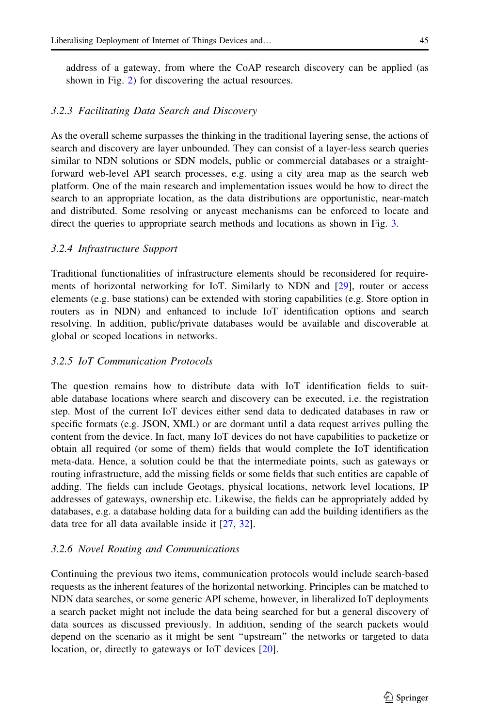address of a gateway, from where the CoAP research discovery can be applied (as shown in Fig. 2) for discovering the actual resources.

#### *3.2.3 Facilitating Data Search and Discovery*

As the overall scheme surpasses the thinking in the traditional layering sense, the actions of search and discovery are layer unbounded. They can consist of a layer-less search queries similar to NDN solutions or SDN models, public or commercial databases or a straightforward web-level API search processes, e.g. using a city area map as the search web platform. One of the main research and implementation issues would be how to direct the search to an appropriate location, as the data distributions are opportunistic, near-match and distributed. Some resolving or anycast mechanisms can be enforced to locate and direct the queries to appropriate search methods and locations as shown in Fig. 3.

#### *3.2.4 Infrastructure Support*

Traditional functionalities of infrastructure elements should be reconsidered for requirements of horizontal networking for IoT. Similarly to NDN and [29], router or access elements (e.g. base stations) can be extended with storing capabilities (e.g. Store option in routers as in NDN) and enhanced to include IoT identification options and search resolving. In addition, public/private databases would be available and discoverable at global or scoped locations in networks.

#### *3.2.5 IoT Communication Protocols*

The question remains how to distribute data with IoT identification fields to suitable database locations where search and discovery can be executed, i.e. the registration step. Most of the current IoT devices either send data to dedicated databases in raw or specific formats (e.g. JSON, XML) or are dormant until a data request arrives pulling the content from the device. In fact, many IoT devices do not have capabilities to packetize or obtain all required (or some of them) fields that would complete the IoT identification meta-data. Hence, a solution could be that the intermediate points, such as gateways or routing infrastructure, add the missing fields or some fields that such entities are capable of adding. The fields can include Geotags, physical locations, network level locations, IP addresses of gateways, ownership etc. Likewise, the fields can be appropriately added by databases, e.g. a database holding data for a building can add the building identifiers as the data tree for all data available inside it [27, 32].

#### *3.2.6 Novel Routing and Communications*

Continuing the previous two items, communication protocols would include search-based requests as the inherent features of the horizontal networking. Principles can be matched to NDN data searches, or some generic API scheme, however, in liberalized IoT deployments a search packet might not include the data being searched for but a general discovery of data sources as discussed previously. In addition, sending of the search packets would depend on the scenario as it might be sent "upstream" the networks or targeted to data location, or, directly to gateways or IoT devices [20].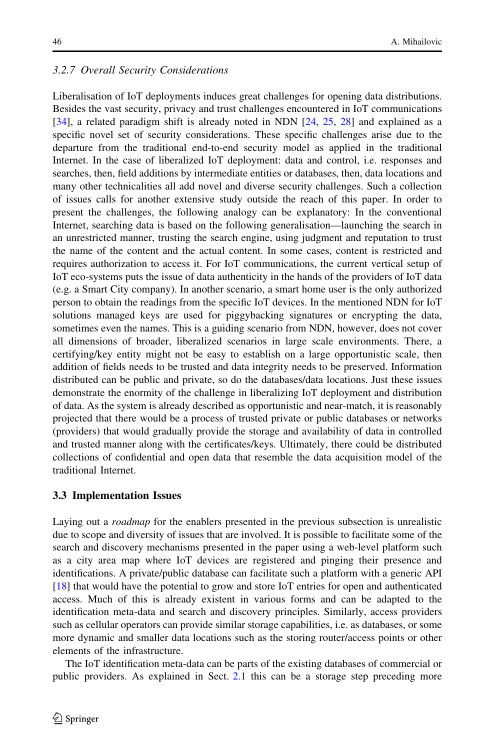### 3.2.7 Overall Security Considerations

Liberalisation of IoT deployments induces great challenges for opening data distributions. Besides the vast security, privacy and trust challenges encountered in IoT communications [34], a related paradigm shift is already noted in NDN [24, 25, 28] and explained as a specific novel set of security considerations. These specific challenges arise due to the departure from the traditional end-to-end security model as applied in the traditional Internet. In the case of liberalized IoT deployment: data and control, i.e. responses and searches, then, field additions by intermediate entities or databases, then, data locations and many other technicalities all add novel and diverse security challenges. Such a collection of issues calls for another extensive study outside the reach of this paper. In order to present the challenges, the following analogy can be explanatory: In the conventional Internet, searching data is based on the following generalisation—launching the search in an unrestricted manner, trusting the search engine, using judgment and reputation to trust the name of the content and the actual content. In some cases, content is restricted and requires authorization to access it. For IoT communications, the current vertical setup of IoT eco-systems puts the issue of data authenticity in the hands of the providers of IoT data (e.g. a Smart City company). In another scenario, a smart home user is the only authorized person to obtain the readings from the specific IoT devices. In the mentioned NDN for IoT solutions managed keys are used for piggybacking signatures or encrypting the data, sometimes even the names. This is a guiding scenario from NDN, however, does not cover all dimensions of broader, liberalized scenarios in large scale environments. There, a certifying/key entity might not be easy to establish on a large opportunistic scale, then addition of fields needs to be trusted and data integrity needs to be preserved. Information distributed can be public and private, so do the databases/data locations. Just these issues demonstrate the enormity of the challenge in liberalizing IoT deployment and distribution of data. As the system is already described as opportunistic and near-match, it is reasonably projected that there would be a process of trusted private or public databases or networks (providers) that would gradually provide the storage and availability of data in controlled and trusted manner along with the certificates/keys. Ultimately, there could be distributed collections of confidential and open data that resemble the data acquisition model of the traditional Internet.

## 3.3 Implementation Issues

Laying out a *roadmap* for the enablers presented in the previous subsection is unrealistic due to scope and diversity of issues that are involved. It is possible to facilitate some of the search and discovery mechanisms presented in the paper using a web-level platform such as a city area map where IoT devices are registered and pinging their presence and identifications. A private/public database can facilitate such a platform with a generic API [18] that would have the potential to grow and store IoT entries for open and authenticated access. Much of this is already existent in various forms and can be adapted to the identification meta-data and search and discovery principles. Similarly, access providers such as cellular operators can provide similar storage capabilities, i.e. as databases, or some more dynamic and smaller data locations such as the storing router/access points or other elements of the infrastructure.

The IoT identification meta-data can be parts of the existing databases of commercial or public providers. As explained in Sect. 2.1 this can be a storage step preceding more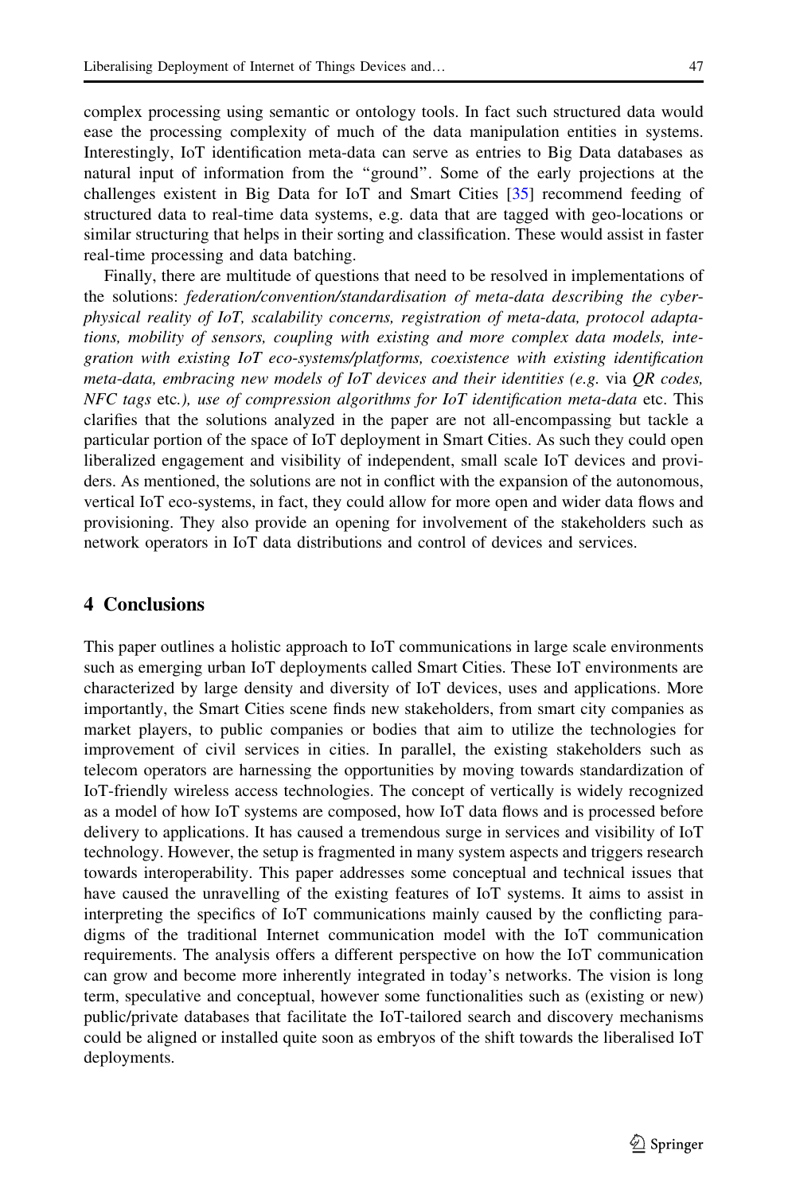complex processing using semantic or ontology tools. In fact such structured data would ease the processing complexity of much of the data manipulation entities in systems. Interestingly, IoT identification meta-data can serve as entries to Big Data databases as natural input of information from the "ground". Some of the early projections at the challenges existent in Big Data for IoT and Smart Cities [35] recommend feeding of structured data to real-time data systems, e.g. data that are tagged with geo-locations or similar structuring that helps in their sorting and classification. These would assist in faster real-time processing and data batching.

Finally, there are multitude of questions that need to be resolved in implementations of the solutions: *federation/convention/standardisation of meta-data describing the cyber-physical reality of IoT, scalability concerns, registration of meta-data, protocol adaptations, mobility of sensors, coupling with existing and more complex data models, integration with existing IoT eco-systems/platforms, coexistence with existing identification meta-data, embracing new models of IoT devices and their identities (e.g.* via *QR codes, NFC tags* etc.*), use of compression algorithms for IoT identification meta-data* etc. This clarifies that the solutions analyzed in the paper are not all-encompassing but tackle a particular portion of the space of IoT deployment in Smart Cities. As such they could open liberalized engagement and visibility of independent, small scale IoT devices and providers. As mentioned, the solutions are not in conflict with the expansion of the autonomous, vertical IoT eco-systems, in fact, they could allow for more open and wider data flows and provisioning. They also provide an opening for involvement of the stakeholders such as network operators in IoT data distributions and control of devices and services.

## 4 Conclusions

This paper outlines a holistic approach to IoT communications in large scale environments such as emerging urban IoT deployments called Smart Cities. These IoT environments are characterized by large density and diversity of IoT devices, uses and applications. More importantly, the Smart Cities scene finds new stakeholders, from smart city companies as market players, to public companies or bodies that aim to utilize the technologies for improvement of civil services in cities. In parallel, the existing stakeholders such as telecom operators are harnessing the opportunities by moving towards standardization of IoT-friendly wireless access technologies. The concept of vertically is widely recognized as a model of how IoT systems are composed, how IoT data flows and is processed before delivery to applications. It has caused a tremendous surge in services and visibility of IoT technology. However, the setup is fragmented in many system aspects and triggers research towards interoperability. This paper addresses some conceptual and technical issues that have caused the unravelling of the existing features of IoT systems. It aims to assist in interpreting the specifics of IoT communications mainly caused by the conflicting paradigms of the traditional Internet communication model with the IoT communication requirements. The analysis offers a different perspective on how the IoT communication can grow and become more inherently integrated in today's networks. The vision is long term, speculative and conceptual, however some functionalities such as (existing or new) public/private databases that facilitate the IoT-tailored search and discovery mechanisms could be aligned or installed quite soon as embryos of the shift towards the liberalised IoT deployments.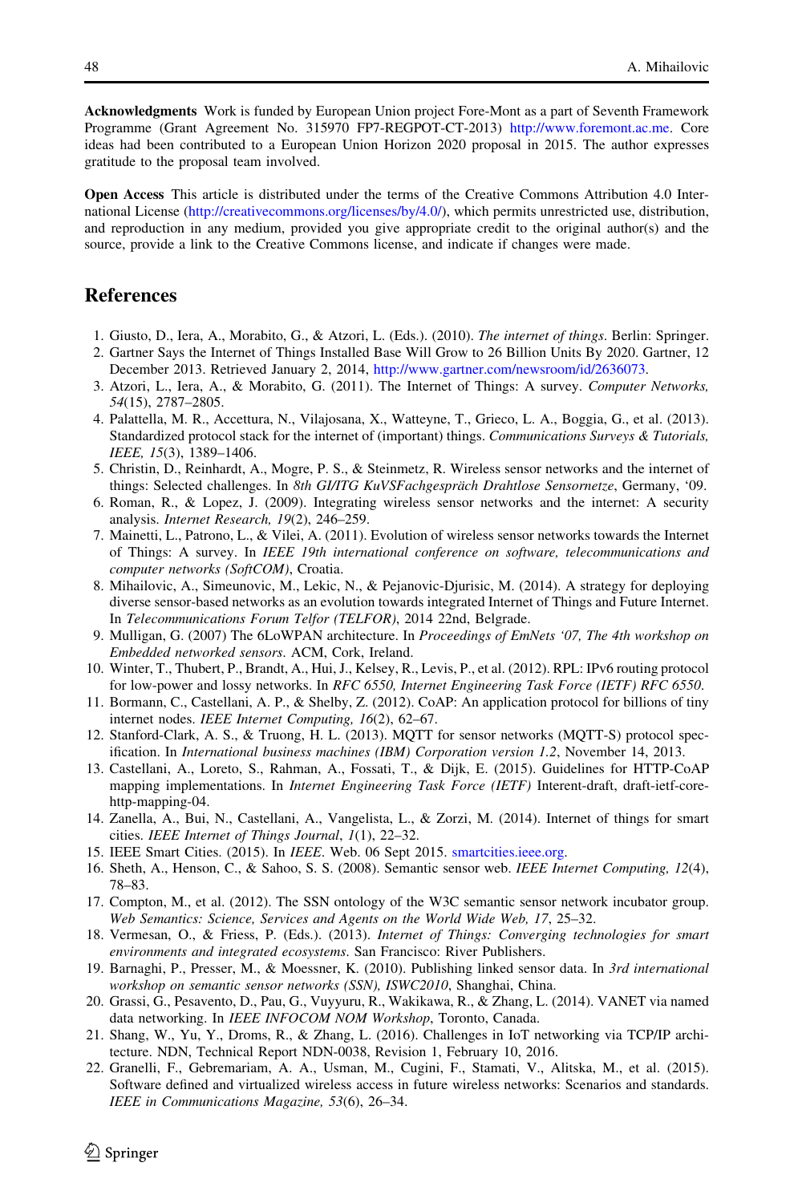**Acknowledgments** Work is funded by European Union project Fore-Mont as a part of Seventh Framework Programme (Grant Agreement No. 315970 FP7-REGPOT-CT-2013) http://www.foremont.ac.me. Core ideas had been contributed to a European Union Horizon 2020 proposal in 2015. The author expresses gratitude to the proposal team involved.

**Open Access** This article is distributed under the terms of the Creative Commons Attribution 4.0 International License (http://creativecommons.org/licenses/by/4.0/), which permits unrestricted use, distribution, and reproduction in any medium, provided you give appropriate credit to the original author(s) and the source, provide a link to the Creative Commons license, and indicate if changes were made.

## References

1. Giusto, D., Iera, A., Morabito, G., & Atzori, L. (Eds.). (2010). *The internet of things*. Berlin: Springer.
2. Gartner Says the Internet of Things Installed Base Will Grow to 26 Billion Units By 2020. Gartner, 12 December 2013. Retrieved January 2, 2014, http://www.gartner.com/newsroom/id/2636073.
3. Atzori, L., Iera, A., & Morabito, G. (2011). The Internet of Things: A survey. *Computer Networks, 54*(15), 2787–2805.
4. Palattella, M. R., Accettura, N., Vilajosana, X., Watteyne, T., Grieco, L. A., Boggia, G., et al. (2013). Standardized protocol stack for the internet of (important) things. *Communications Surveys & Tutorials, IEEE, 15*(3), 1389–1406.
5. Christin, D., Reinhardt, A., Mogre, P. S., & Steinmetz, R. Wireless sensor networks and the internet of things: Selected challenges. In *8th GI/ITG KuVSFachgespräch Drahtlose Sensornetze*, Germany, '09.
6. Roman, R., & Lopez, J. (2009). Integrating wireless sensor networks and the internet: A security analysis. *Internet Research, 19*(2), 246–259.
7. Mainetti, L., Patrono, L., & Vilei, A. (2011). Evolution of wireless sensor networks towards the Internet of Things: A survey. In *IEEE 19th international conference on software, telecommunications and computer networks (SoftCOM)*, Croatia.
8. Mihailovic, A., Simeunovic, M., Lekic, N., & Pejanovic-Djurisic, M. (2014). A strategy for deploying diverse sensor-based networks as an evolution towards integrated Internet of Things and Future Internet. In *Telecommunications Forum Telfor (TELFOR)*, 2014 22nd, Belgrade.
9. Mulligan, G. (2007) The 6LoWPAN architecture. In *Proceedings of EmNets '07, The 4th workshop on Embedded networked sensors*. ACM, Cork, Ireland.
10. Winter, T., Thubert, P., Brandt, A., Hui, J., Kelsey, R., Levis, P., et al. (2012). RPL: IPv6 routing protocol for low-power and lossy networks. In *RFC 6550, Internet Engineering Task Force (IETF) RFC 6550.*
11. Bormann, C., Castellani, A. P., & Shelby, Z. (2012). CoAP: An application protocol for billions of tiny internet nodes. *IEEE Internet Computing, 16*(2), 62–67.
12. Stanford-Clark, A. S., & Truong, H. L. (2013). MQTT for sensor networks (MQTT-S) protocol specification. In *International business machines (IBM) Corporation version 1.2*, November 14, 2013.
13. Castellani, A., Loreto, S., Rahman, A., Fossati, T., & Dijk, E. (2015). Guidelines for HTTP-CoAP mapping implementations. In *Internet Engineering Task Force (IETF)* Interent-draft, draft-ietf-core-http-mapping-04.
14. Zanella, A., Bui, N., Castellani, A., Vangelista, L., & Zorzi, M. (2014). Internet of things for smart cities. *IEEE Internet of Things Journal*, *1*(1), 22–32.
15. IEEE Smart Cities. (2015). In *IEEE*. Web. 06 Sept 2015. smartcities.ieee.org.
16. Sheth, A., Henson, C., & Sahoo, S. S. (2008). Semantic sensor web. *IEEE Internet Computing, 12*(4), 78–83.
17. Compton, M., et al. (2012). The SSN ontology of the W3C semantic sensor network incubator group. *Web Semantics: Science, Services and Agents on the World Wide Web, 17*, 25–32.
18. Vermesan, O., & Friess, P. (Eds.). (2013). *Internet of Things: Converging technologies for smart environments and integrated ecosystems*. San Francisco: River Publishers.
19. Barnaghi, P., Presser, M., & Moessner, K. (2010). Publishing linked sensor data. In *3rd international workshop on semantic sensor networks (SSN), ISWC2010*, Shanghai, China.
20. Grassi, G., Pesavento, D., Pau, G., Vuyyuru, R., Wakikawa, R., & Zhang, L. (2014). VANET via named data networking. In *IEEE INFOCOM NOM Workshop*, Toronto, Canada.
21. Shang, W., Yu, Y., Droms, R., & Zhang, L. (2016). Challenges in IoT networking via TCP/IP architecture. NDN, Technical Report NDN-0038, Revision 1, February 10, 2016.
22. Granelli, F., Gebremariam, A. A., Usman, M., Cugini, F., Stamati, V., Alitska, M., et al. (2015). Software defined and virtualized wireless access in future wireless networks: Scenarios and standards. *IEEE in Communications Magazine, 53*(6), 26–34.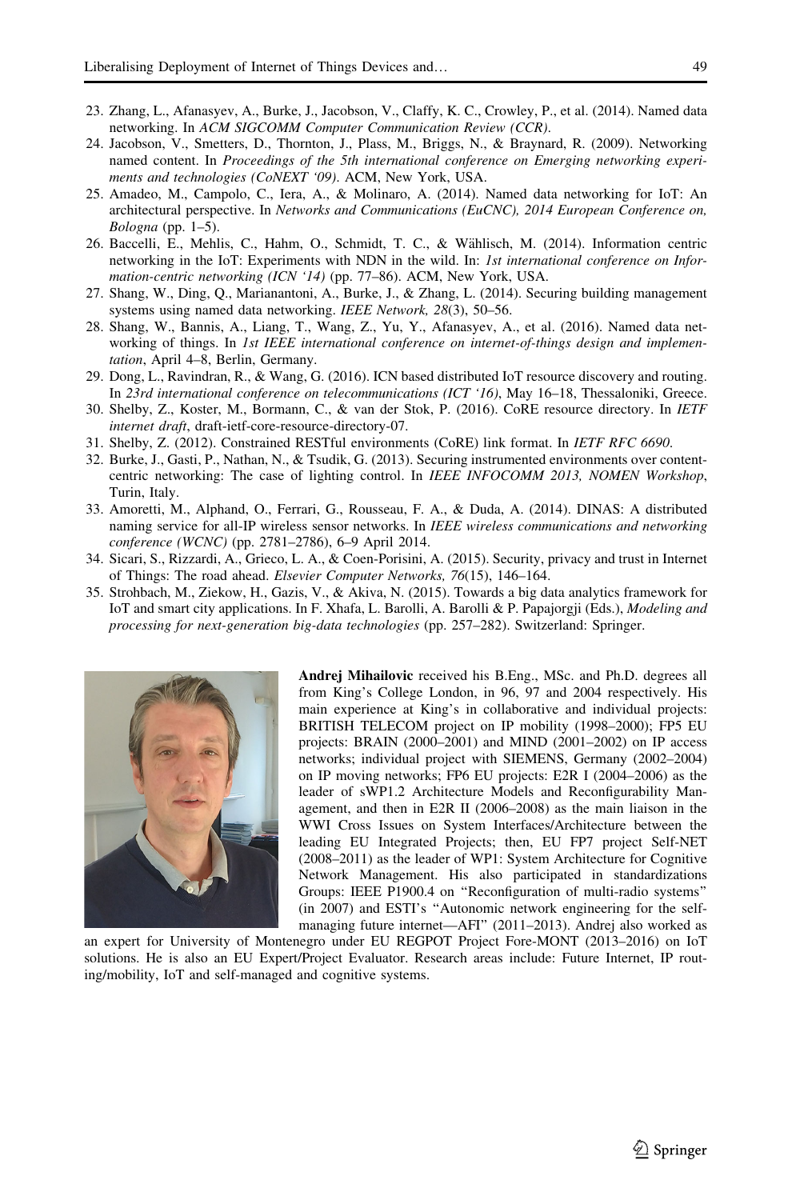23. Zhang, L., Afanasyev, A., Burke, J., Jacobson, V., Claffy, K. C., Crowley, P., et al. (2014). Named data networking. In *ACM SIGCOMM Computer Communication Review (CCR)*.
24. Jacobson, V., Smetters, D., Thornton, J., Plass, M., Briggs, N., & Braynard, R. (2009). Networking named content. In *Proceedings of the 5th international conference on Emerging networking experiments and technologies (CoNEXT '09)*. ACM, New York, USA.
25. Amadeo, M., Campolo, C., Iera, A., & Molinaro, A. (2014). Named data networking for IoT: An architectural perspective. In *Networks and Communications (EuCNC), 2014 European Conference on, Bologna* (pp. 1–5).
26. Baccelli, E., Mehlis, C., Hahm, O., Schmidt, T. C., & Wählisch, M. (2014). Information centric networking in the IoT: Experiments with NDN in the wild. In: *1st international conference on Information-centric networking (ICN '14)* (pp. 77–86). ACM, New York, USA.
27. Shang, W., Ding, Q., Marianantoni, A., Burke, J., & Zhang, L. (2014). Securing building management systems using named data networking. *IEEE Network, 28*(3), 50–56.
28. Shang, W., Bannis, A., Liang, T., Wang, Z., Yu, Y., Afanasyev, A., et al. (2016). Named data networking of things. In *1st IEEE international conference on internet-of-things design and implementation*, April 4–8, Berlin, Germany.
29. Dong, L., Ravindran, R., & Wang, G. (2016). ICN based distributed IoT resource discovery and routing. In *23rd international conference on telecommunications (ICT '16)*, May 16–18, Thessaloniki, Greece.
30. Shelby, Z., Koster, M., Bormann, C., & van der Stok, P. (2016). CoRE resource directory. In *IETF internet draft*, draft-ietf-core-resource-directory-07.
31. Shelby, Z. (2012). Constrained RESTful environments (CoRE) link format. In *IETF RFC 6690*.
32. Burke, J., Gasti, P., Nathan, N., & Tsudik, G. (2013). Securing instrumented environments over content-centric networking: The case of lighting control. In *IEEE INFOCOMM 2013, NOMEN Workshop*, Turin, Italy.
33. Amoretti, M., Alphand, O., Ferrari, G., Rousseau, F. A., & Duda, A. (2014). DINAS: A distributed naming service for all-IP wireless sensor networks. In *IEEE wireless communications and networking conference (WCNC)* (pp. 2781–2786), 6–9 April 2014.
34. Sicari, S., Rizzardi, A., Grieco, L. A., & Coen-Porisini, A. (2015). Security, privacy and trust in Internet of Things: The road ahead. *Elsevier Computer Networks, 76*(15), 146–164.
35. Strohbach, M., Ziekow, H., Gazis, V., & Akiva, N. (2015). Towards a big data analytics framework for IoT and smart city applications. In F. Xhafa, L. Barolli, A. Barolli & P. Papajorgji (Eds.), *Modeling and processing for next-generation big-data technologies* (pp. 257–282). Switzerland: Springer.

**Andrej Mihailovic** received his B.Eng., MSc. and Ph.D. degrees all from King's College London, in 96, 97 and 2004 respectively. His main experience at King's in collaborative and individual projects: BRITISH TELECOM project on IP mobility (1998–2000); FP5 EU projects: BRAIN (2000–2001) and MIND (2001–2002) on IP access networks; individual project with SIEMENS, Germany (2002–2004) on IP moving networks; FP6 EU projects: E2R I (2004–2006) as the leader of sWP1.2 Architecture Models and Reconfigurability Management, and then in E2R II (2006–2008) as the main liaison in the WWI Cross Issues on System Interfaces/Architecture between the leading EU Integrated Projects; then, EU FP7 project Self-NET (2008–2011) as the leader of WP1: System Architecture for Cognitive Network Management. His also participated in standardizations Groups: IEEE P1900.4 on "Reconfiguration of multi-radio systems" (in 2007) and ESTI's "Autonomic network engineering for the self-managing future internet—AFI" (2011–2013). Andrej also worked as an expert for University of Montenegro under EU REGPOT Project Fore-MONT (2013–2016) on IoT solutions. He is also an EU Expert/Project Evaluator. Research areas include: Future Internet, IP routing/mobility, IoT and self-managed and cognitive systems.